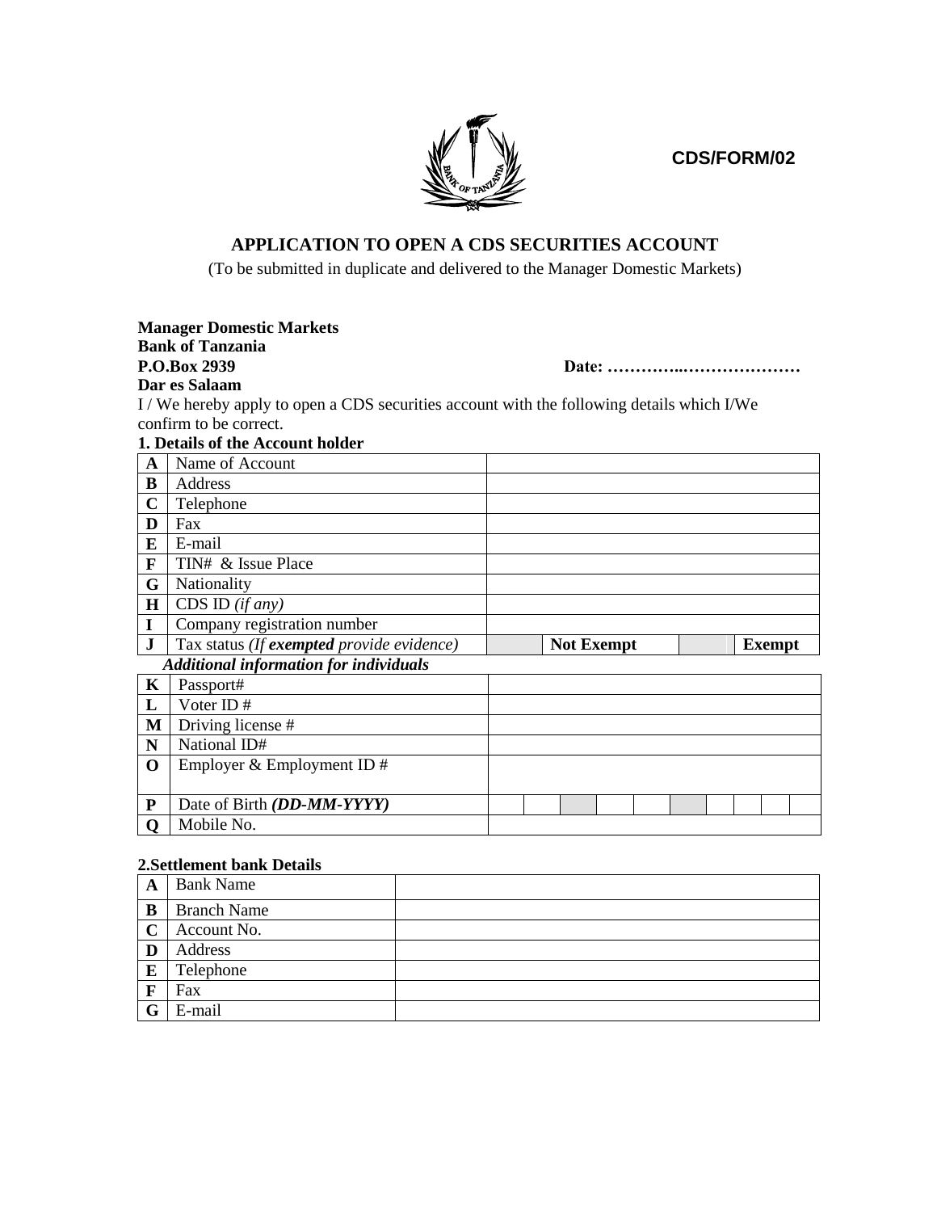**CDS/FORM/02**

# APPLICATION TO OPEN A CDS SECURITIES ACCOUNT

(To be submitted in duplicate and delivered to the Manager Domestic Markets)

**Manager Domestic Markets**
**Bank of Tanzania**
**P.O.Box 2939** **Date: …………..…………………**
**Dar es Salaam**

I / We hereby apply to open a CDS securities account with the following details which I/We confirm to be correct.

**1. Details of the Account holder**

| | | | | | |
|---|---|---|---|---|---|
| **A** | Name of Account | | | | |
| **B** | Address | | | | |
| **C** | Telephone | | | | |
| **D** | Fax | | | | |
| **E** | E-mail | | | | |
| **F** | TIN# & Issue Place | | | | |
| **G** | Nationality | | | | |
| **H** | CDS ID *(if any)* | | | | |
| **I** | Company registration number | | | | |
| **J** | Tax status *(If **exempted** provide evidence)* | | **Not Exempt** | | **Exempt** |

***Additional information for individuals***

| | | |
|---|---|---|
| **K** | Passport# | |
| **L** | Voter ID # | |
| **M** | Driving license # | |
| **N** | National ID# | |
| **O** | Employer & Employment ID # | |
| **P** | Date of Birth ***(DD-MM-YYYY)*** | |
| **Q** | Mobile No. | |

**2.Settlement bank Details**

| | | |
|---|---|---|
| **A** | Bank Name | |
| **B** | Branch Name | |
| **C** | Account No. | |
| **D** | Address | |
| **E** | Telephone | |
| **F** | Fax | |
| **G** | E-mail | |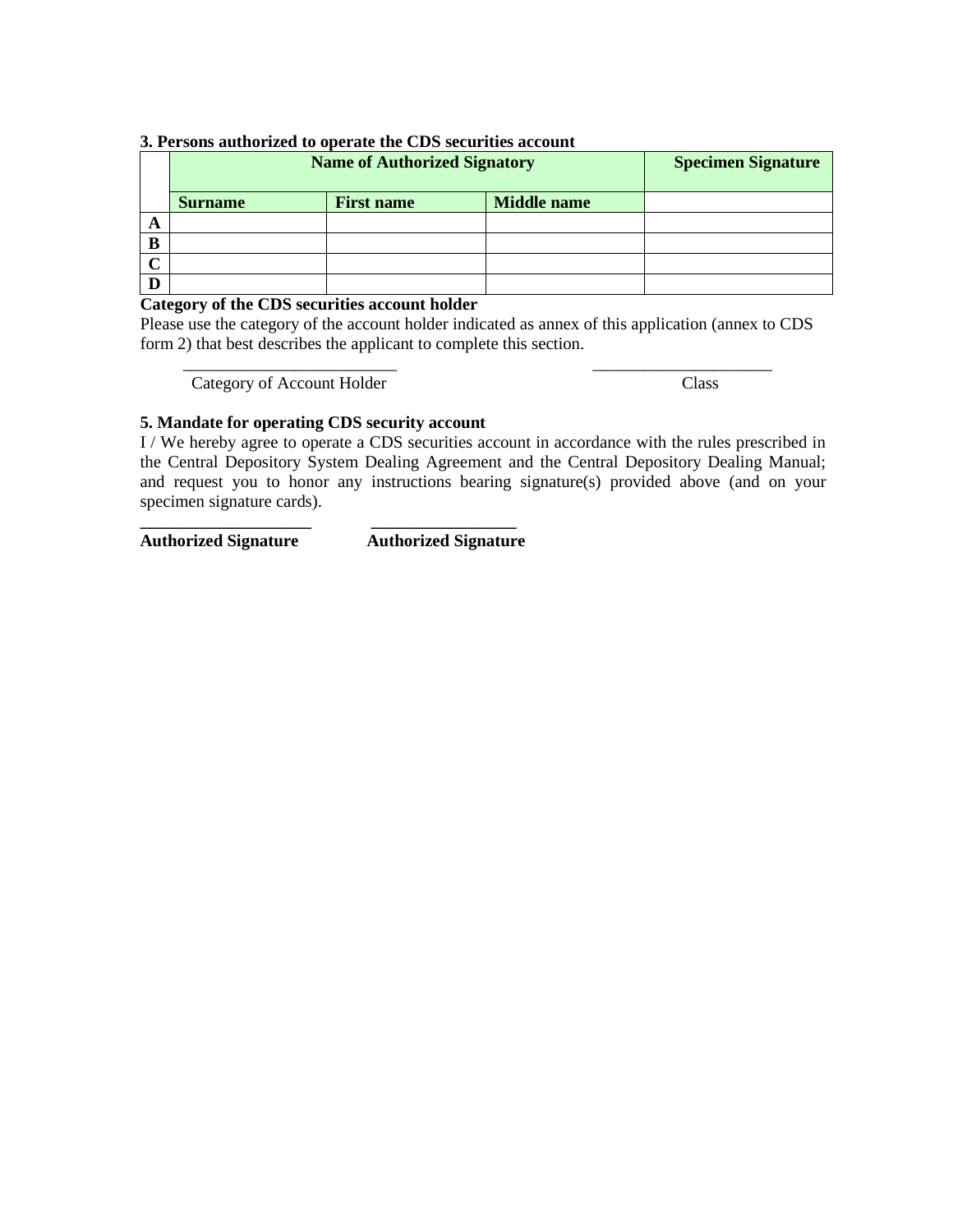### 3. Persons authorized to operate the CDS securities account

| | Name of Authorized Signatory | | | Specimen Signature |
|---|---|---|---|---|
| | **Surname** | **First name** | **Middle name** | |
| **A** | | | | |
| **B** | | | | |
| **C** | | | | |
| **D** | | | | |

**Category of the CDS securities account holder**

Please use the category of the account holder indicated as annex of this application (annex to CDS form 2) that best describes the applicant to complete this section.

_________________________ &nbsp;&nbsp;&nbsp;&nbsp;&nbsp;&nbsp;&nbsp;&nbsp;&nbsp;&nbsp; _____________________

Category of Account Holder &nbsp;&nbsp;&nbsp;&nbsp;&nbsp;&nbsp;&nbsp;&nbsp;&nbsp;&nbsp; Class

### 5. Mandate for operating CDS security account

I / We hereby agree to operate a CDS securities account in accordance with the rules prescribed in the Central Depository System Dealing Agreement and the Central Depository Dealing Manual; and request you to honor any instructions bearing signature(s) provided above (and on your specimen signature cards).

____________________ &nbsp;&nbsp;&nbsp;&nbsp;&nbsp;&nbsp;&nbsp;&nbsp;&nbsp;&nbsp; _________________

**Authorized Signature** &nbsp;&nbsp;&nbsp;&nbsp;&nbsp;&nbsp;&nbsp;&nbsp;&nbsp;&nbsp; **Authorized Signature**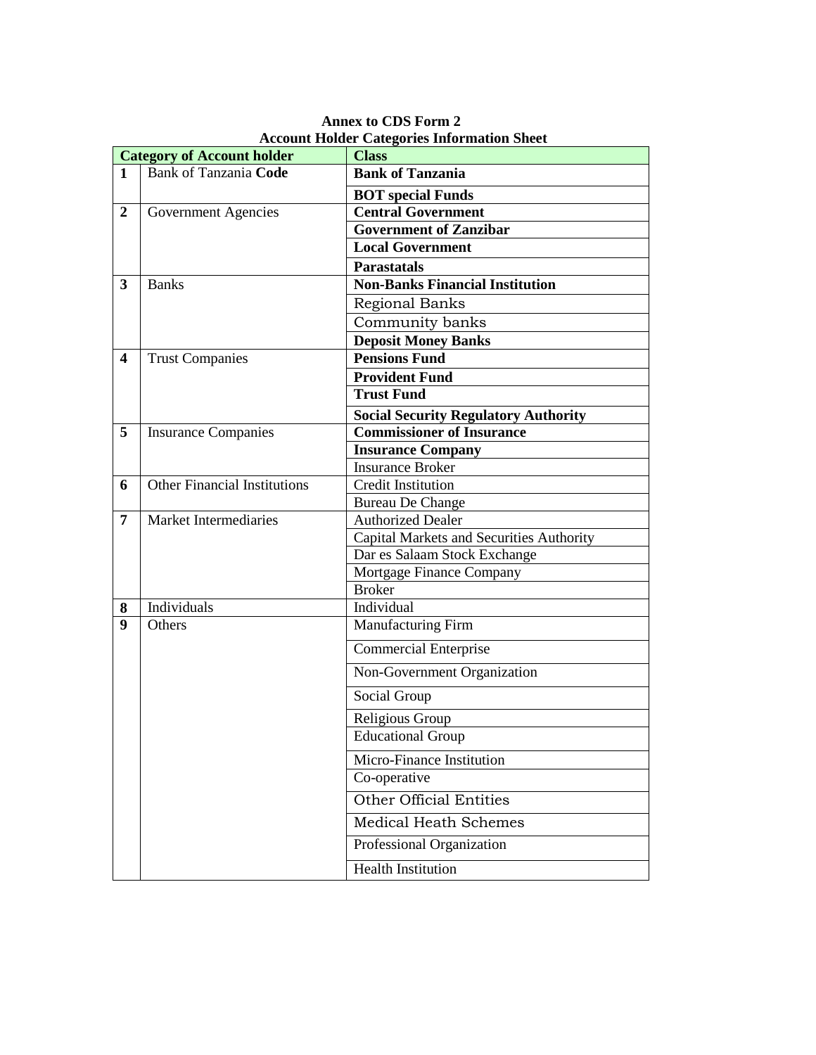**Annex to CDS Form 2**
**Account Holder Categories Information Sheet**

| Category of Account holder | | Class |
|---|---|---|
| **1** | Bank of Tanzania **Code** | **Bank of Tanzania** |
| | | **BOT special Funds** |
| **2** | Government Agencies | **Central Government** |
| | | **Government of Zanzibar** |
| | | **Local Government** |
| | | **Parastatals** |
| **3** | Banks | **Non-Banks Financial Institution** |
| | | Regional Banks |
| | | Community banks |
| | | **Deposit Money Banks** |
| **4** | Trust Companies | **Pensions Fund** |
| | | **Provident Fund** |
| | | **Trust Fund** |
| | | **Social Security Regulatory Authority** |
| **5** | Insurance Companies | **Commissioner of Insurance** |
| | | **Insurance Company** |
| | | Insurance Broker |
| **6** | Other Financial Institutions | Credit Institution |
| | | Bureau De Change |
| **7** | Market Intermediaries | Authorized Dealer |
| | | Capital Markets and Securities Authority |
| | | Dar es Salaam Stock Exchange |
| | | Mortgage Finance Company |
| | | Broker |
| **8** | Individuals | Individual |
| **9** | Others | Manufacturing Firm |
| | | Commercial Enterprise |
| | | Non-Government Organization |
| | | Social Group |
| | | Religious Group |
| | | Educational Group |
| | | Micro-Finance Institution |
| | | Co-operative |
| | | Other Official Entities |
| | | Medical Heath Schemes |
| | | Professional Organization |
| | | Health Institution |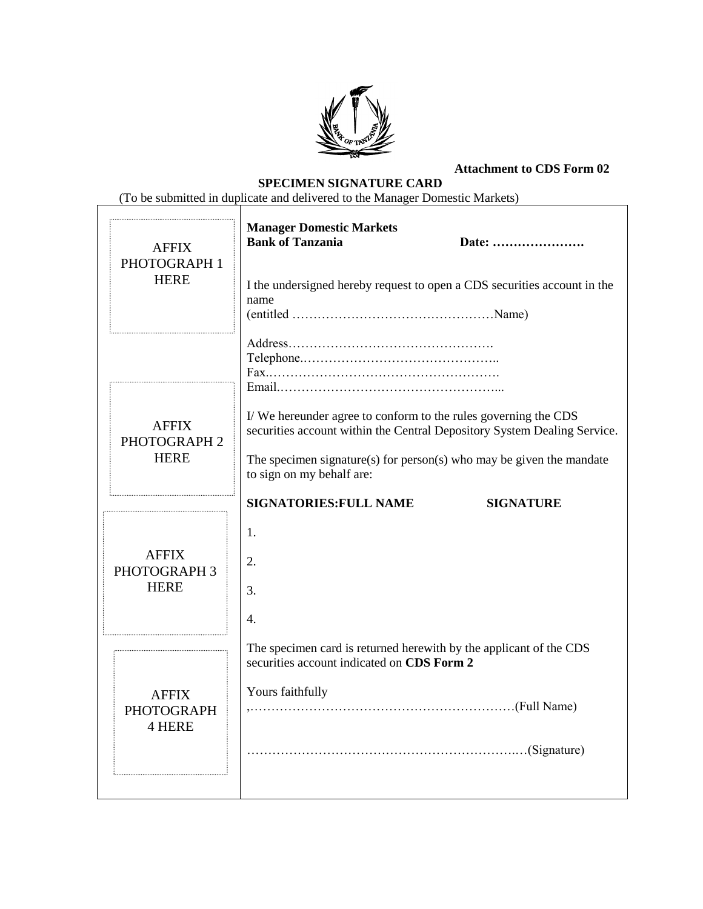**Attachment to CDS Form 02**

## SPECIMEN SIGNATURE CARD

(To be submitted in duplicate and delivered to the Manager Domestic Markets)

| | |
|---|---|
| AFFIX PHOTOGRAPH 1 HERE | **Manager Domestic Markets**<br>**Bank of Tanzania** **Date: ………………….**<br><br>I the undersigned hereby request to open a CDS securities account in the name<br>(entitled …………………………………………Name)<br><br>Address………………………………………….<br>Telephone.………………………………………..<br>Fax.……………………………………………….<br>Email.……………………………………………... |
| AFFIX PHOTOGRAPH 2 HERE | I/ We hereunder agree to conform to the rules governing the CDS securities account within the Central Depository System Dealing Service.<br><br>The specimen signature(s) for person(s) who may be given the mandate to sign on my behalf are:<br><br>**SIGNATORIES:FULL NAME** **SIGNATURE** |
| AFFIX PHOTOGRAPH 3 HERE | 1.<br><br>2.<br><br>3.<br><br>4. |
| AFFIX PHOTOGRAPH 4 HERE | The specimen card is returned herewith by the applicant of the CDS securities account indicated on **CDS Form 2**<br><br>Yours faithfully<br>,………………………………………………………(Full Name)<br><br>……………………………………………………….…(Signature) |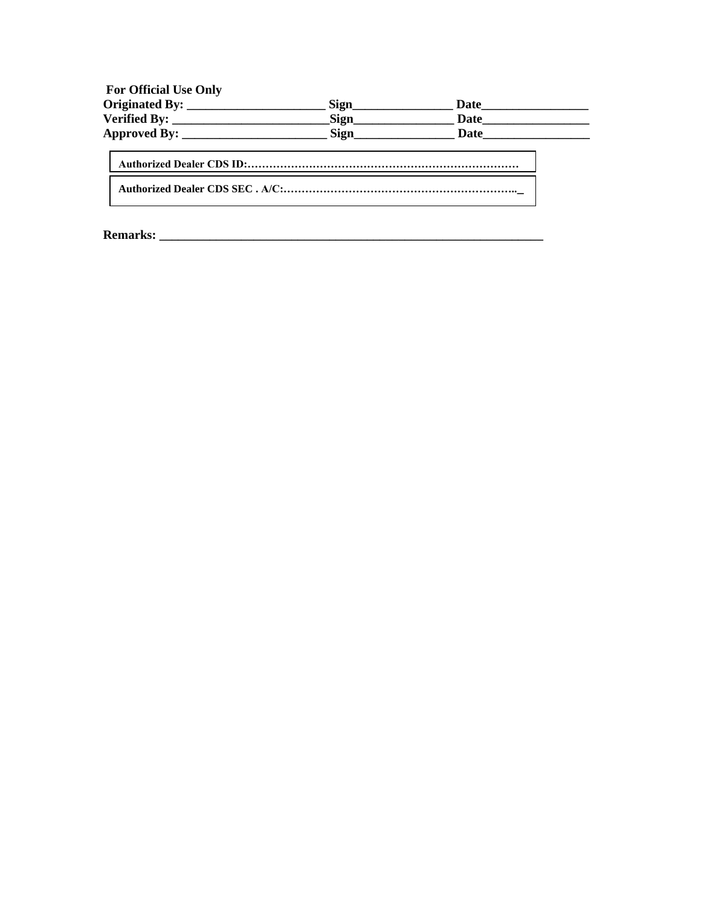**For Official Use Only**

**Originated By: _______________________ Sign________________ Date_________________**

**Verified By: _________________________Sign________________ Date_________________**

**Approved By: ________________________ Sign________________ Date_________________**

**Authorized Dealer CDS ID:…………………………………………………………………**

**Authorized Dealer CDS SEC . A/C:………………………………………………………..._**

**Remarks: _________________________________________________________________**